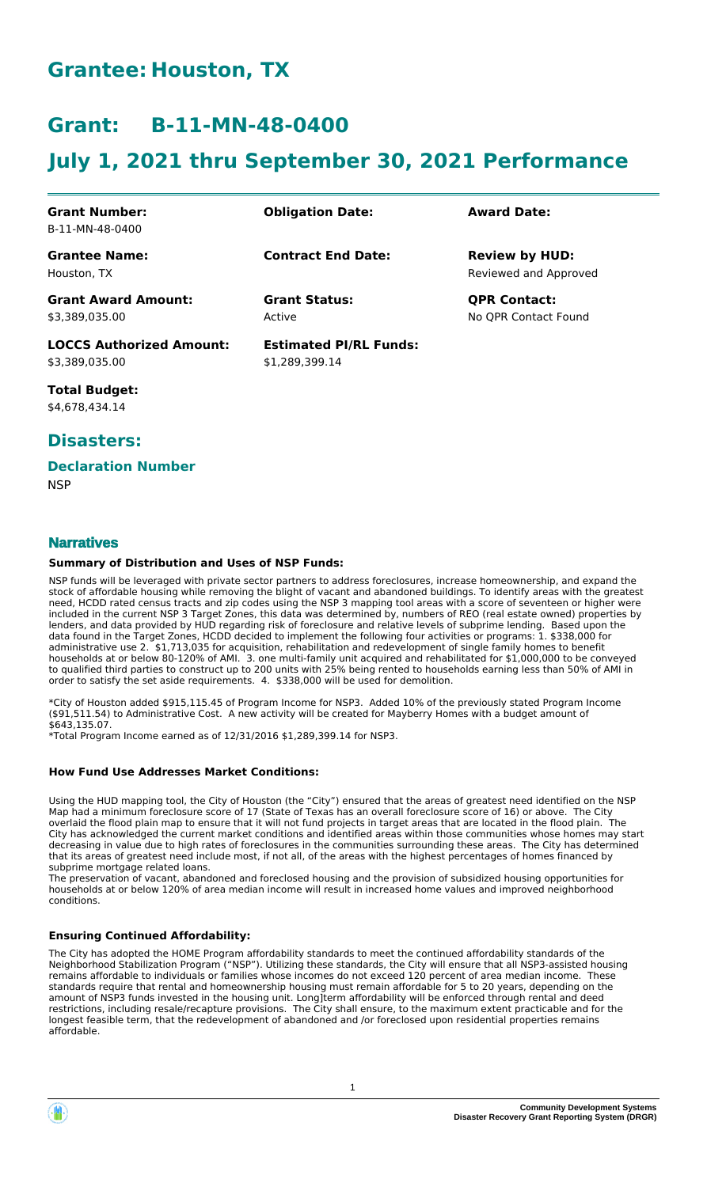# Grantee: Houston, TX

# Grant: B-11-MN-48-0400

# July 1, 2021 thru September 30, 2021 Performance

| | | |
|---|---|---|
| **Grant Number:** B-11-MN-48-0400 | **Obligation Date:** | **Award Date:** |
| **Grantee Name:** Houston, TX | **Contract End Date:** | **Review by HUD:** Reviewed and Approved |
| **Grant Award Amount:** \$3,389,035.00 | **Grant Status:** Active | **QPR Contact:** No QPR Contact Found |
| **LOCCS Authorized Amount:** \$3,389,035.00 | **Estimated PI/RL Funds:** \$1,289,399.14 | |

**Total Budget:**
\$4,678,434.14

## Disasters:

### Declaration Number

NSP

## Narratives

### Summary of Distribution and Uses of NSP Funds:

NSP funds will be leveraged with private sector partners to address foreclosures, increase homeownership, and expand the stock of affordable housing while removing the blight of vacant and abandoned buildings. To identify areas with the greatest need, HCDD rated census tracts and zip codes using the NSP 3 mapping tool areas with a score of seventeen or higher were included in the current NSP 3 Target Zones, this data was determined by, numbers of REO (real estate owned) properties by lenders, and data provided by HUD regarding risk of foreclosure and relative levels of subprime lending. Based upon the data found in the Target Zones, HCDD decided to implement the following four activities or programs: 1. \$338,000 for administrative use 2. \$1,713,035 for acquisition, rehabilitation and redevelopment of single family homes to benefit households at or below 80-120% of AMI. 3. one multi-family unit acquired and rehabilitated for \$1,000,000 to be conveyed to qualified third parties to construct up to 200 units with 25% being rented to households earning less than 50% of AMI in order to satisfy the set aside requirements. 4. \$338,000 will be used for demolition.

*City of Houston added \$915,115.45 of Program Income for NSP3. Added 10% of the previously stated Program Income (\$91,511.54) to Administrative Cost. A new activity will be created for Mayberry Homes with a budget amount of \$643,135.07.
*Total Program Income earned as of 12/31/2016 \$1,289,399.14 for NSP3.

### How Fund Use Addresses Market Conditions:

Using the HUD mapping tool, the City of Houston (the "City") ensured that the areas of greatest need identified on the NSP Map had a minimum foreclosure score of 17 (State of Texas has an overall foreclosure score of 16) or above. The City overlaid the flood plain map to ensure that it will not fund projects in target areas that are located in the flood plain. The City has acknowledged the current market conditions and identified areas within those communities whose homes may start decreasing in value due to high rates of foreclosures in the communities surrounding these areas. The City has determined that its areas of greatest need include most, if not all, of the areas with the highest percentages of homes financed by subprime mortgage related loans.
The preservation of vacant, abandoned and foreclosed housing and the provision of subsidized housing opportunities for households at or below 120% of area median income will result in increased home values and improved neighborhood conditions.

### Ensuring Continued Affordability:

The City has adopted the HOME Program affordability standards to meet the continued affordability standards of the Neighborhood Stabilization Program ("NSP"). Utilizing these standards, the City will ensure that all NSP3-assisted housing remains affordable to individuals or families whose incomes do not exceed 120 percent of area median income. These standards require that rental and homeownership housing must remain affordable for 5 to 20 years, depending on the amount of NSP3 funds invested in the housing unit. Long]term affordability will be enforced through rental and deed restrictions, including resale/recapture provisions. The City shall ensure, to the maximum extent practicable and for the longest feasible term, that the redevelopment of abandoned and /or foreclosed upon residential properties remains affordable.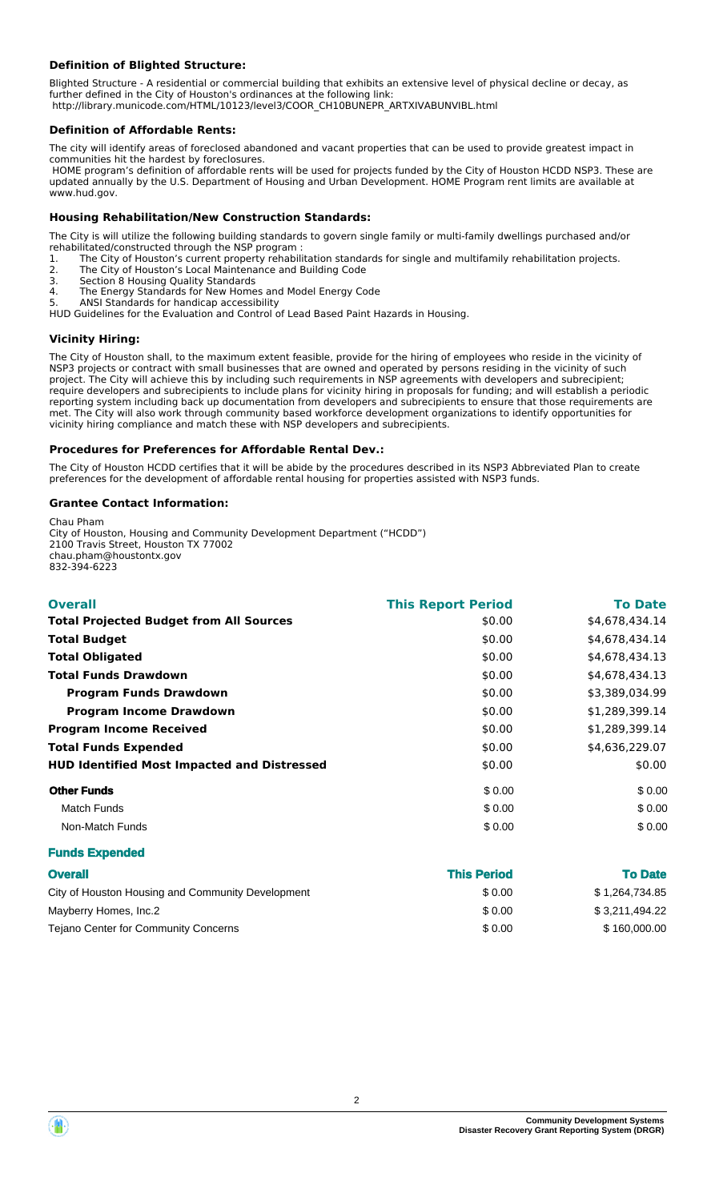### Definition of Blighted Structure:

Blighted Structure - A residential or commercial building that exhibits an extensive level of physical decline or decay, as further defined in the City of Houston's ordinances at the following link:
http://library.municode.com/HTML/10123/level3/COOR_CH10BUNEPR_ARTXIVABUNVIBL.html

### Definition of Affordable Rents:

The city will identify areas of foreclosed abandoned and vacant properties that can be used to provide greatest impact in communities hit the hardest by foreclosures.
HOME program's definition of affordable rents will be used for projects funded by the City of Houston HCDD NSP3. These are updated annually by the U.S. Department of Housing and Urban Development. HOME Program rent limits are available at www.hud.gov.

### Housing Rehabilitation/New Construction Standards:

The City is will utilize the following building standards to govern single family or multi-family dwellings purchased and/or rehabilitated/constructed through the NSP program :

1. The City of Houston's current property rehabilitation standards for single and multifamily rehabilitation projects.
2. The City of Houston's Local Maintenance and Building Code
3. Section 8 Housing Quality Standards
4. The Energy Standards for New Homes and Model Energy Code
5. ANSI Standards for handicap accessibility

HUD Guidelines for the Evaluation and Control of Lead Based Paint Hazards in Housing.

### Vicinity Hiring:

The City of Houston shall, to the maximum extent feasible, provide for the hiring of employees who reside in the vicinity of NSP3 projects or contract with small businesses that are owned and operated by persons residing in the vicinity of such project. The City will achieve this by including such requirements in NSP agreements with developers and subrecipient; require developers and subrecipients to include plans for vicinity hiring in proposals for funding; and will establish a periodic reporting system including back up documentation from developers and subrecipients to ensure that those requirements are met. The City will also work through community based workforce development organizations to identify opportunities for vicinity hiring compliance and match these with NSP developers and subrecipients.

### Procedures for Preferences for Affordable Rental Dev.:

The City of Houston HCDD certifies that it will be abide by the procedures described in its NSP3 Abbreviated Plan to create preferences for the development of affordable rental housing for properties assisted with NSP3 funds.

### Grantee Contact Information:

Chau Pham
City of Houston, Housing and Community Development Department ("HCDD")
2100 Travis Street, Houston TX 77002
chau.pham@houstontx.gov
832-394-6223

| Overall | This Report Period | To Date |
|---|---|---|
| **Total Projected Budget from All Sources** | $0.00 | $4,678,434.14 |
| **Total Budget** | $0.00 | $4,678,434.14 |
| **Total Obligated** | $0.00 | $4,678,434.13 |
| **Total Funds Drawdown** | $0.00 | $4,678,434.13 |
| **Program Funds Drawdown** | $0.00 | $3,389,034.99 |
| **Program Income Drawdown** | $0.00 | $1,289,399.14 |
| **Program Income Received** | $0.00 | $1,289,399.14 |
| **Total Funds Expended** | $0.00 | $4,636,229.07 |
| **HUD Identified Most Impacted and Distressed** | $0.00 | $0.00 |
| **Other Funds** | $ 0.00 | $ 0.00 |
| Match Funds | $ 0.00 | $ 0.00 |
| Non-Match Funds | $ 0.00 | $ 0.00 |

### Funds Expended

| Overall | This Period | To Date |
|---|---|---|
| City of Houston Housing and Community Development | $ 0.00 | $ 1,264,734.85 |
| Mayberry Homes, Inc.2 | $ 0.00 | $ 3,211,494.22 |
| Tejano Center for Community Concerns | $ 0.00 | $ 160,000.00 |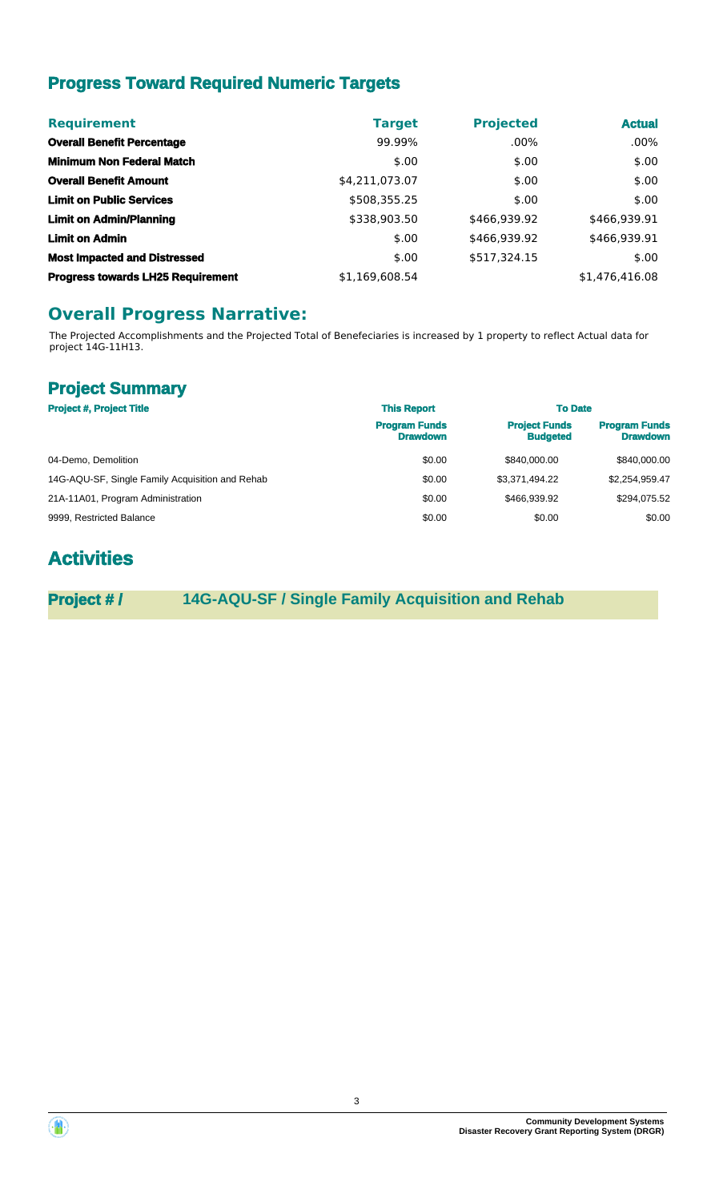## Progress Toward Required Numeric Targets

| Requirement | Target | Projected | Actual |
| --- | --- | --- | --- |
| **Overall Benefit Percentage** | 99.99% | .00% | .00% |
| **Minimum Non Federal Match** | $.00 | $.00 | $.00 |
| **Overall Benefit Amount** | $4,211,073.07 | $.00 | $.00 |
| **Limit on Public Services** | $508,355.25 | $.00 | $.00 |
| **Limit on Admin/Planning** | $338,903.50 | $466,939.92 | $466,939.91 |
| **Limit on Admin** | $.00 | $466,939.92 | $466,939.91 |
| **Most Impacted and Distressed** | $.00 | $517,324.15 | $.00 |
| **Progress towards LH25 Requirement** | $1,169,608.54 | | $1,476,416.08 |

## Overall Progress Narrative:

The Projected Accomplishments and the Projected Total of Benefeciaries is increased by 1 property to reflect Actual data for project 14G-11H13.

## Project Summary

| Project #, Project Title | This Report | To Date | |
| --- | --- | --- | --- |
| | Program Funds Drawdown | Project Funds Budgeted | Program Funds Drawdown |
| 04-Demo, Demolition | $0.00 | $840,000.00 | $840,000.00 |
| 14G-AQU-SF, Single Family Acquisition and Rehab | $0.00 | $3,371,494.22 | $2,254,959.47 |
| 21A-11A01, Program Administration | $0.00 | $466,939.92 | $294,075.52 |
| 9999, Restricted Balance | $0.00 | $0.00 | $0.00 |

# Activities

## Project # / 14G-AQU-SF / Single Family Acquisition and Rehab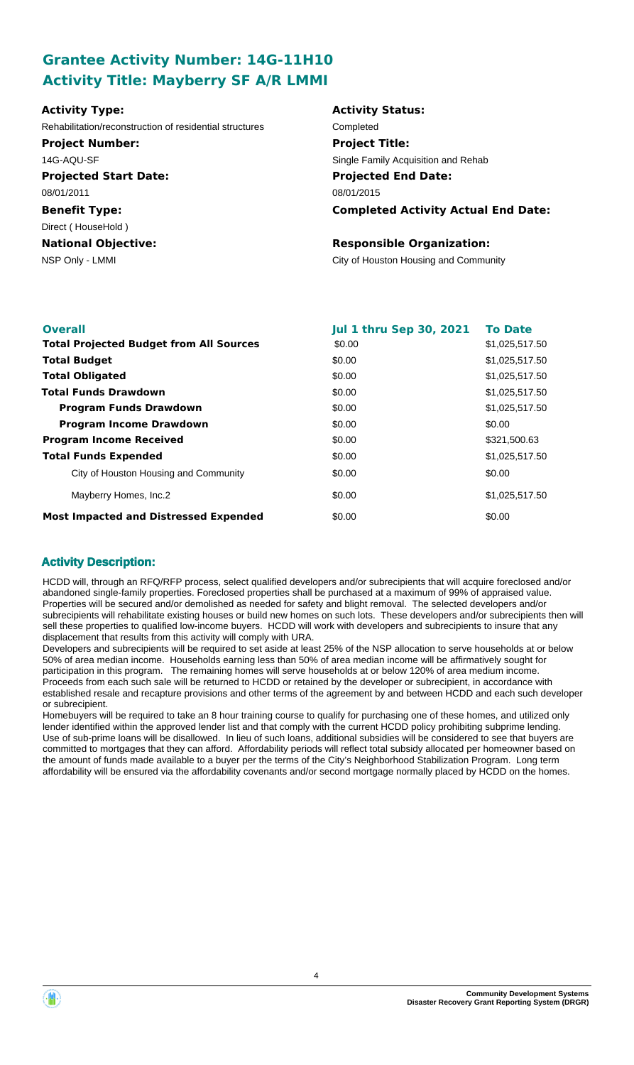## Grantee Activity Number: 14G-11H10
## Activity Title: Mayberry SF A/R LMMI

**Activity Type:**
Rehabilitation/reconstruction of residential structures

**Project Number:**
14G-AQU-SF

**Projected Start Date:**
08/01/2011

**Benefit Type:**
Direct ( HouseHold )

**National Objective:**
NSP Only - LMMI

**Activity Status:**
Completed

**Project Title:**
Single Family Acquisition and Rehab

**Projected End Date:**
08/01/2015

**Completed Activity Actual End Date:**

**Responsible Organization:**
City of Houston Housing and Community

| Overall | Jul 1 thru Sep 30, 2021 | To Date |
|---|---|---|
| **Total Projected Budget from All Sources** | $0.00 | $1,025,517.50 |
| **Total Budget** | $0.00 | $1,025,517.50 |
| **Total Obligated** | $0.00 | $1,025,517.50 |
| **Total Funds Drawdown** | $0.00 | $1,025,517.50 |
| **Program Funds Drawdown** | $0.00 | $1,025,517.50 |
| **Program Income Drawdown** | $0.00 | $0.00 |
| **Program Income Received** | $0.00 | $321,500.63 |
| **Total Funds Expended** | $0.00 | $1,025,517.50 |
| City of Houston Housing and Community | $0.00 | $0.00 |
| Mayberry Homes, Inc.2 | $0.00 | $1,025,517.50 |
| **Most Impacted and Distressed Expended** | $0.00 | $0.00 |

### Activity Description:

HCDD will, through an RFQ/RFP process, select qualified developers and/or subrecipients that will acquire foreclosed and/or abandoned single-family properties. Foreclosed properties shall be purchased at a maximum of 99% of appraised value. Properties will be secured and/or demolished as needed for safety and blight removal. The selected developers and/or subrecipients will rehabilitate existing houses or build new homes on such lots. These developers and/or subrecipients then will sell these properties to qualified low-income buyers. HCDD will work with developers and subrecipients to insure that any displacement that results from this activity will comply with URA.

Developers and subrecipients will be required to set aside at least 25% of the NSP allocation to serve households at or below 50% of area median income. Households earning less than 50% of area median income will be affirmatively sought for participation in this program. The remaining homes will serve households at or below 120% of area medium income. Proceeds from each such sale will be returned to HCDD or retained by the developer or subrecipient, in accordance with established resale and recapture provisions and other terms of the agreement by and between HCDD and each such developer or subrecipient.

Homebuyers will be required to take an 8 hour training course to qualify for purchasing one of these homes, and utilized only lender identified within the approved lender list and that comply with the current HCDD policy prohibiting subprime lending. Use of sub-prime loans will be disallowed. In lieu of such loans, additional subsidies will be considered to see that buyers are committed to mortgages that they can afford. Affordability periods will reflect total subsidy allocated per homeowner based on the amount of funds made available to a buyer per the terms of the City's Neighborhood Stabilization Program. Long term affordability will be ensured via the affordability covenants and/or second mortgage normally placed by HCDD on the homes.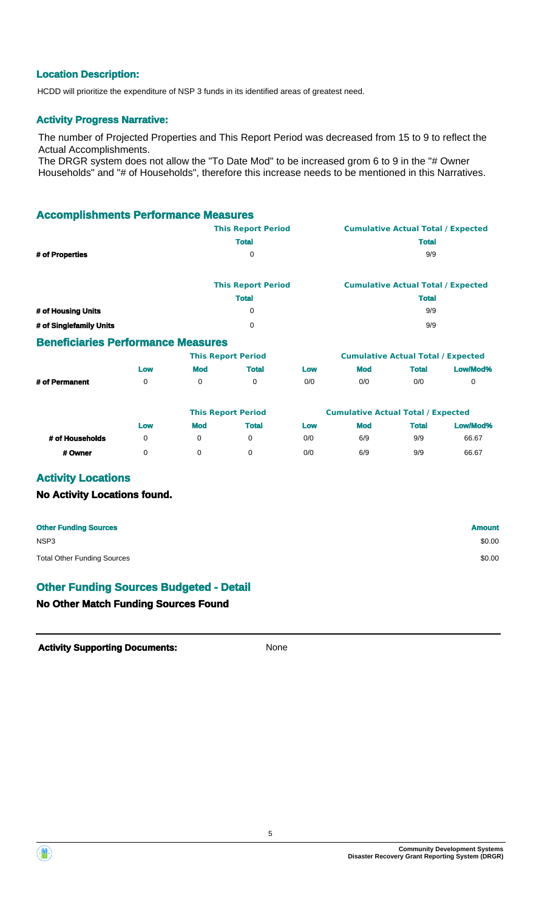### Location Description:

HCDD will prioritize the expenditure of NSP 3 funds in its identified areas of greatest need.

### Activity Progress Narrative:

The number of Projected Properties and This Report Period was decreased from 15 to 9 to reflect the Actual Accomplishments.
The DRGR system does not allow the "To Date Mod" to be increased grom 6 to 9 in the "# Owner Households" and "# of Households", therefore this increase needs to be mentioned in this Narratives.

## Accomplishments Performance Measures

| | This Report Period | Cumulative Actual Total / Expected |
|---|---|---|
| | Total | Total |
| # of Properties | 0 | 9/9 |

| | This Report Period | Cumulative Actual Total / Expected |
|---|---|---|
| | Total | Total |
| # of Housing Units | 0 | 9/9 |
| # of Singlefamily Units | 0 | 9/9 |

## Beneficiaries Performance Measures

| | This Report Period | | | Cumulative Actual Total / Expected | | | |
|---|---|---|---|---|---|---|---|
| | Low | Mod | Total | Low | Mod | Total | Low/Mod% |
| # of Permanent | 0 | 0 | 0 | 0/0 | 0/0 | 0/0 | 0 |

| | This Report Period | | | Cumulative Actual Total / Expected | | | |
|---|---|---|---|---|---|---|---|
| | Low | Mod | Total | Low | Mod | Total | Low/Mod% |
| # of Households | 0 | 0 | 0 | 0/0 | 6/9 | 9/9 | 66.67 |
| # Owner | 0 | 0 | 0 | 0/0 | 6/9 | 9/9 | 66.67 |

## Activity Locations

### No Activity Locations found.

| Other Funding Sources | Amount |
|---|---|
| NSP3 | $0.00 |
| Total Other Funding Sources | $0.00 |

## Other Funding Sources Budgeted - Detail

### No Other Match Funding Sources Found

**Activity Supporting Documents:** None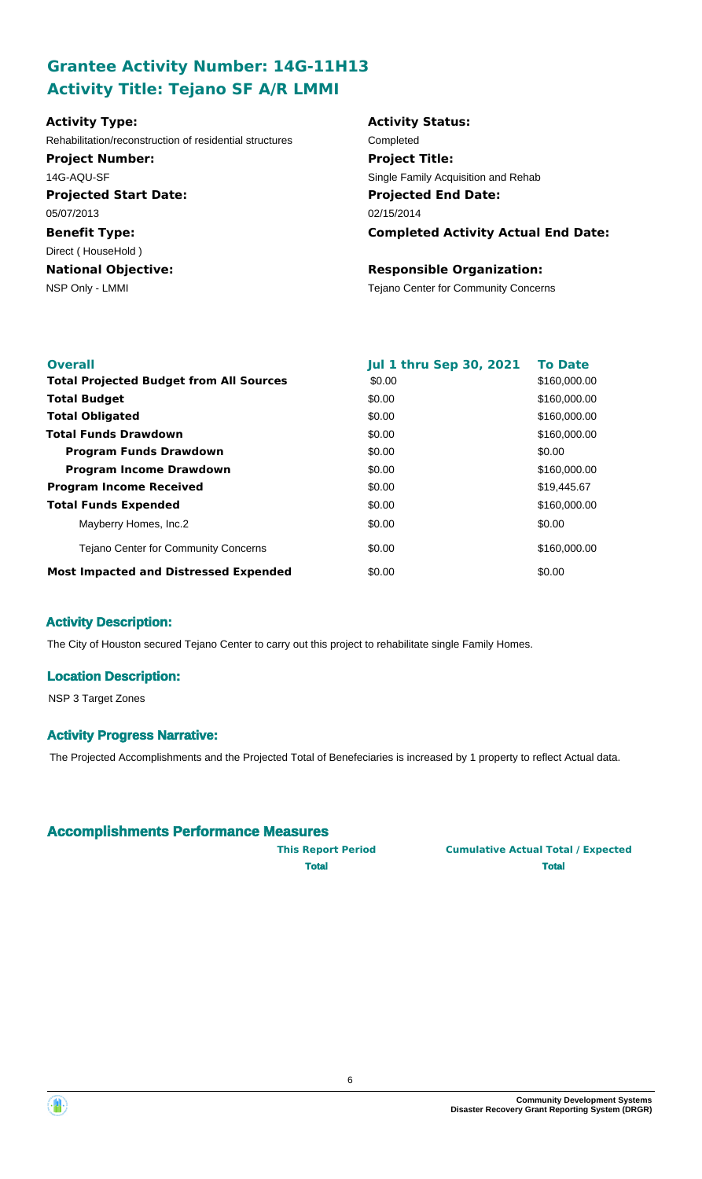## Grantee Activity Number: 14G-11H13
## Activity Title: Tejano SF A/R LMMI

**Activity Type:**
Rehabilitation/reconstruction of residential structures

**Activity Status:**
Completed

**Project Number:**
14G-AQU-SF

**Project Title:**
Single Family Acquisition and Rehab

**Projected Start Date:**
05/07/2013

**Projected End Date:**
02/15/2014

**Benefit Type:**
Direct ( HouseHold )

**Completed Activity Actual End Date:**

**National Objective:**
NSP Only - LMMI

**Responsible Organization:**
Tejano Center for Community Concerns

| **Overall** | **Jul 1 thru Sep 30, 2021** | **To Date** |
|---|---|---|
| **Total Projected Budget from All Sources** | $0.00 | $160,000.00 |
| **Total Budget** | $0.00 | $160,000.00 |
| **Total Obligated** | $0.00 | $160,000.00 |
| **Total Funds Drawdown** | $0.00 | $160,000.00 |
| **Program Funds Drawdown** | $0.00 | $0.00 |
| **Program Income Drawdown** | $0.00 | $160,000.00 |
| **Program Income Received** | $0.00 | $19,445.67 |
| **Total Funds Expended** | $0.00 | $160,000.00 |
| Mayberry Homes, Inc.2 | $0.00 | $0.00 |
| Tejano Center for Community Concerns | $0.00 | $160,000.00 |
| **Most Impacted and Distressed Expended** | $0.00 | $0.00 |

### Activity Description:

The City of Houston secured Tejano Center to carry out this project to rehabilitate single Family Homes.

### Location Description:

NSP 3 Target Zones

### Activity Progress Narrative:

The Projected Accomplishments and the Projected Total of Benefeciaries is increased by 1 property to reflect Actual data.

### Accomplishments Performance Measures

| | **This Report Period** | **Cumulative Actual Total / Expected** |
|---|---|---|
| | **Total** | **Total** |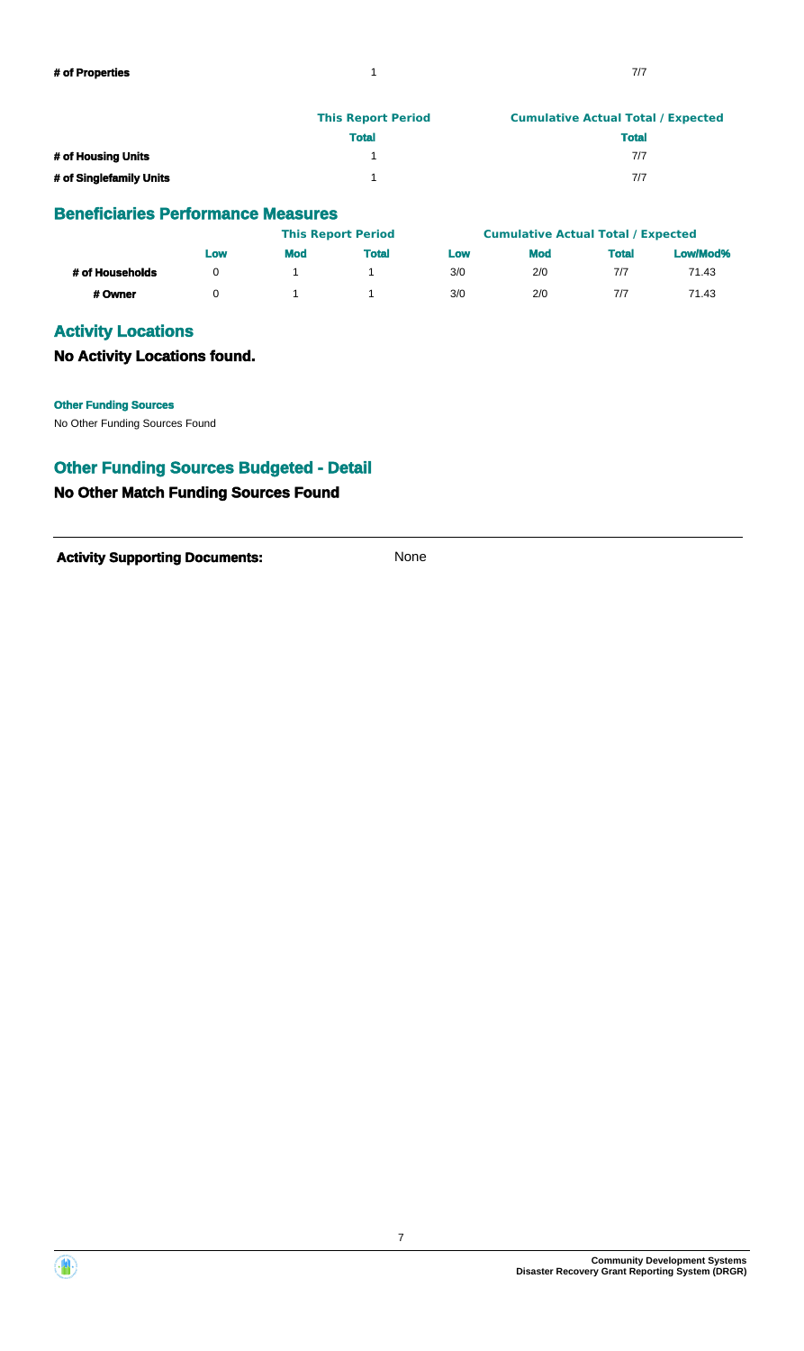| | This Report Period | Cumulative Actual Total / Expected |
|---|---|---|
| **# of Properties** | 1 | 7/7 |

| | This Report Period | Cumulative Actual Total / Expected |
|---|---|---|
| | **Total** | **Total** |
| **# of Housing Units** | 1 | 7/7 |
| **# of Singlefamily Units** | 1 | 7/7 |

## Beneficiaries Performance Measures

| | This Report Period | | | Cumulative Actual Total / Expected | | | |
|---|---|---|---|---|---|---|---|
| | **Low** | **Mod** | **Total** | **Low** | **Mod** | **Total** | **Low/Mod%** |
| **# of Households** | 0 | 1 | 1 | 3/0 | 2/0 | 7/7 | 71.43 |
| **# Owner** | 0 | 1 | 1 | 3/0 | 2/0 | 7/7 | 71.43 |

## Activity Locations

### No Activity Locations found.

**Other Funding Sources**

No Other Funding Sources Found

## Other Funding Sources Budgeted - Detail

### No Other Match Funding Sources Found

**Activity Supporting Documents:** None